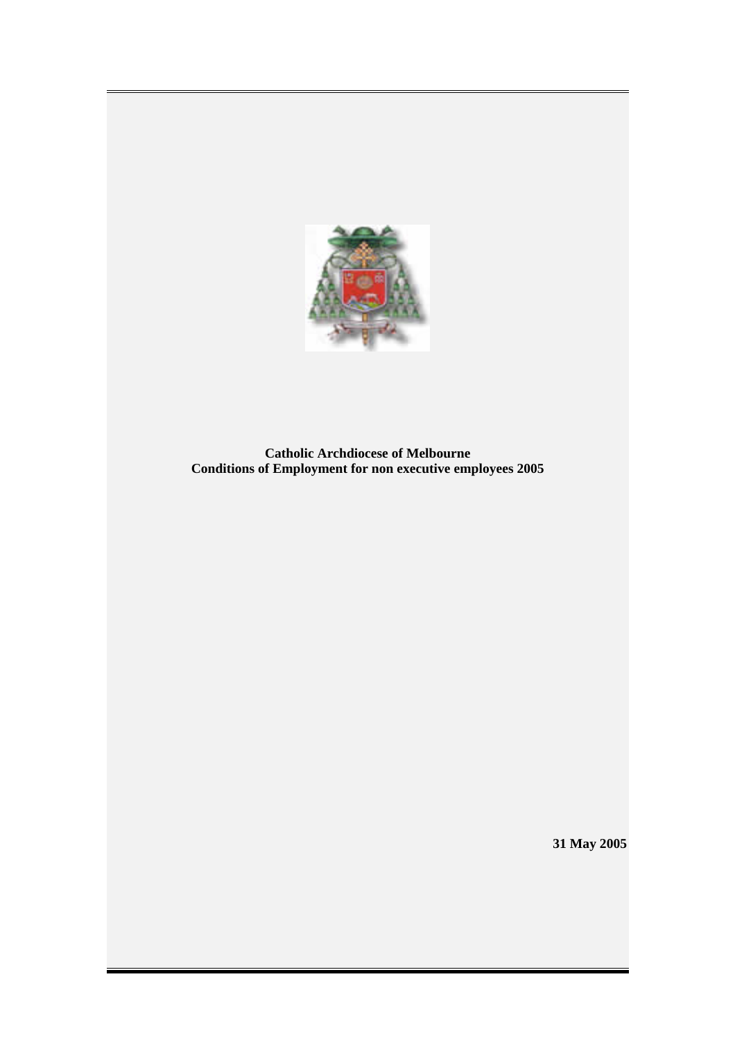**Catholic Archdiocese of Melbourne**
**Conditions of Employment for non executive employees 2005**

**31 May 2005**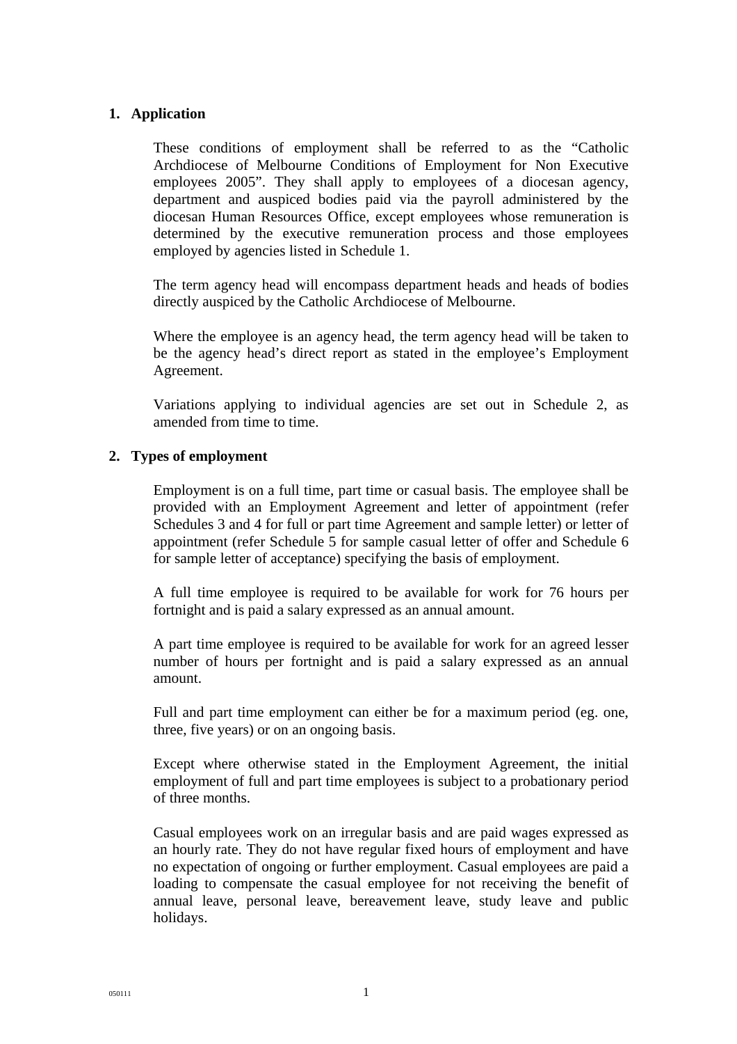## 1. Application

These conditions of employment shall be referred to as the "Catholic Archdiocese of Melbourne Conditions of Employment for Non Executive employees 2005". They shall apply to employees of a diocesan agency, department and auspiced bodies paid via the payroll administered by the diocesan Human Resources Office, except employees whose remuneration is determined by the executive remuneration process and those employees employed by agencies listed in Schedule 1.

The term agency head will encompass department heads and heads of bodies directly auspiced by the Catholic Archdiocese of Melbourne.

Where the employee is an agency head, the term agency head will be taken to be the agency head's direct report as stated in the employee's Employment Agreement.

Variations applying to individual agencies are set out in Schedule 2, as amended from time to time.

## 2. Types of employment

Employment is on a full time, part time or casual basis. The employee shall be provided with an Employment Agreement and letter of appointment (refer Schedules 3 and 4 for full or part time Agreement and sample letter) or letter of appointment (refer Schedule 5 for sample casual letter of offer and Schedule 6 for sample letter of acceptance) specifying the basis of employment.

A full time employee is required to be available for work for 76 hours per fortnight and is paid a salary expressed as an annual amount.

A part time employee is required to be available for work for an agreed lesser number of hours per fortnight and is paid a salary expressed as an annual amount.

Full and part time employment can either be for a maximum period (eg. one, three, five years) or on an ongoing basis.

Except where otherwise stated in the Employment Agreement, the initial employment of full and part time employees is subject to a probationary period of three months.

Casual employees work on an irregular basis and are paid wages expressed as an hourly rate. They do not have regular fixed hours of employment and have no expectation of ongoing or further employment. Casual employees are paid a loading to compensate the casual employee for not receiving the benefit of annual leave, personal leave, bereavement leave, study leave and public holidays.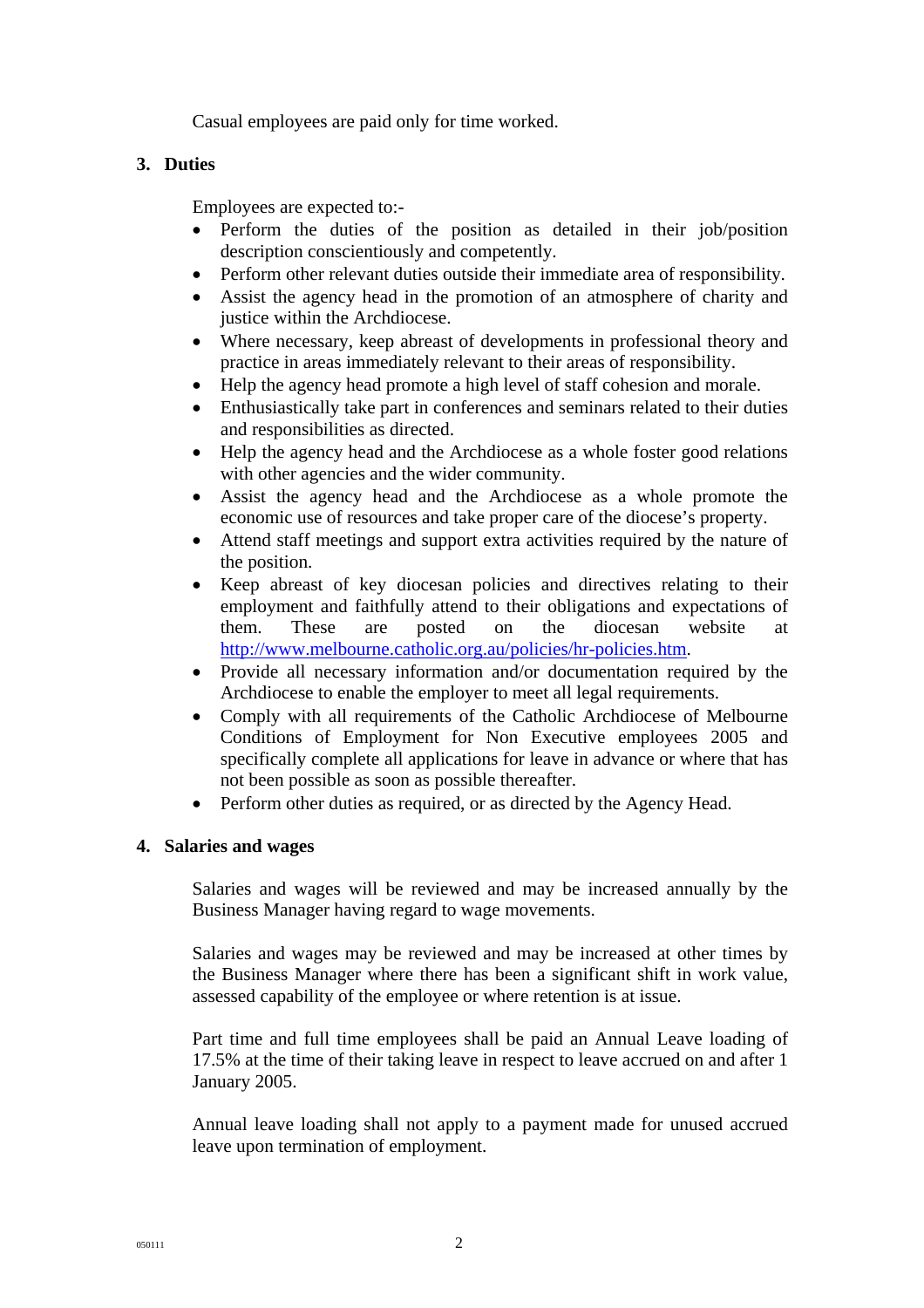Casual employees are paid only for time worked.

## 3. Duties

Employees are expected to:-

- Perform the duties of the position as detailed in their job/position description conscientiously and competently.
- Perform other relevant duties outside their immediate area of responsibility.
- Assist the agency head in the promotion of an atmosphere of charity and justice within the Archdiocese.
- Where necessary, keep abreast of developments in professional theory and practice in areas immediately relevant to their areas of responsibility.
- Help the agency head promote a high level of staff cohesion and morale.
- Enthusiastically take part in conferences and seminars related to their duties and responsibilities as directed.
- Help the agency head and the Archdiocese as a whole foster good relations with other agencies and the wider community.
- Assist the agency head and the Archdiocese as a whole promote the economic use of resources and take proper care of the diocese's property.
- Attend staff meetings and support extra activities required by the nature of the position.
- Keep abreast of key diocesan policies and directives relating to their employment and faithfully attend to their obligations and expectations of them. These are posted on the diocesan website at http://www.melbourne.catholic.org.au/policies/hr-policies.htm.
- Provide all necessary information and/or documentation required by the Archdiocese to enable the employer to meet all legal requirements.
- Comply with all requirements of the Catholic Archdiocese of Melbourne Conditions of Employment for Non Executive employees 2005 and specifically complete all applications for leave in advance or where that has not been possible as soon as possible thereafter.
- Perform other duties as required, or as directed by the Agency Head.

## 4. Salaries and wages

Salaries and wages will be reviewed and may be increased annually by the Business Manager having regard to wage movements.

Salaries and wages may be reviewed and may be increased at other times by the Business Manager where there has been a significant shift in work value, assessed capability of the employee or where retention is at issue.

Part time and full time employees shall be paid an Annual Leave loading of 17.5% at the time of their taking leave in respect to leave accrued on and after 1 January 2005.

Annual leave loading shall not apply to a payment made for unused accrued leave upon termination of employment.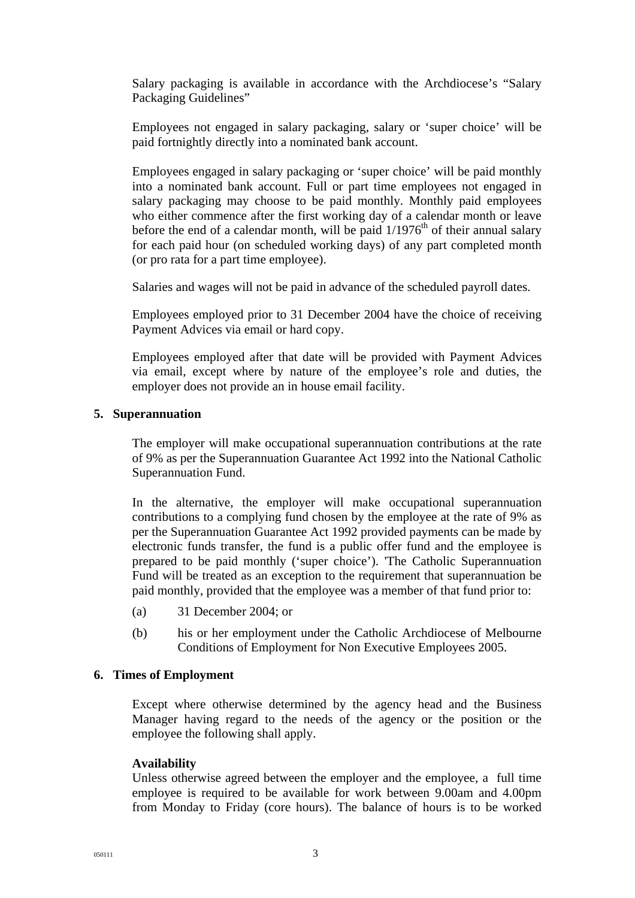Salary packaging is available in accordance with the Archdiocese's "Salary Packaging Guidelines"

Employees not engaged in salary packaging, salary or 'super choice' will be paid fortnightly directly into a nominated bank account.

Employees engaged in salary packaging or 'super choice' will be paid monthly into a nominated bank account. Full or part time employees not engaged in salary packaging may choose to be paid monthly. Monthly paid employees who either commence after the first working day of a calendar month or leave before the end of a calendar month, will be paid 1/1976th of their annual salary for each paid hour (on scheduled working days) of any part completed month (or pro rata for a part time employee).

Salaries and wages will not be paid in advance of the scheduled payroll dates.

Employees employed prior to 31 December 2004 have the choice of receiving Payment Advices via email or hard copy.

Employees employed after that date will be provided with Payment Advices via email, except where by nature of the employee's role and duties, the employer does not provide an in house email facility.

## 5. Superannuation

The employer will make occupational superannuation contributions at the rate of 9% as per the Superannuation Guarantee Act 1992 into the National Catholic Superannuation Fund.

In the alternative, the employer will make occupational superannuation contributions to a complying fund chosen by the employee at the rate of 9% as per the Superannuation Guarantee Act 1992 provided payments can be made by electronic funds transfer, the fund is a public offer fund and the employee is prepared to be paid monthly ('super choice'). 'The Catholic Superannuation Fund will be treated as an exception to the requirement that superannuation be paid monthly, provided that the employee was a member of that fund prior to:

(a) 31 December 2004; or

(b) his or her employment under the Catholic Archdiocese of Melbourne Conditions of Employment for Non Executive Employees 2005.

## 6. Times of Employment

Except where otherwise determined by the agency head and the Business Manager having regard to the needs of the agency or the position or the employee the following shall apply.

**Availability**

Unless otherwise agreed between the employer and the employee, a full time employee is required to be available for work between 9.00am and 4.00pm from Monday to Friday (core hours). The balance of hours is to be worked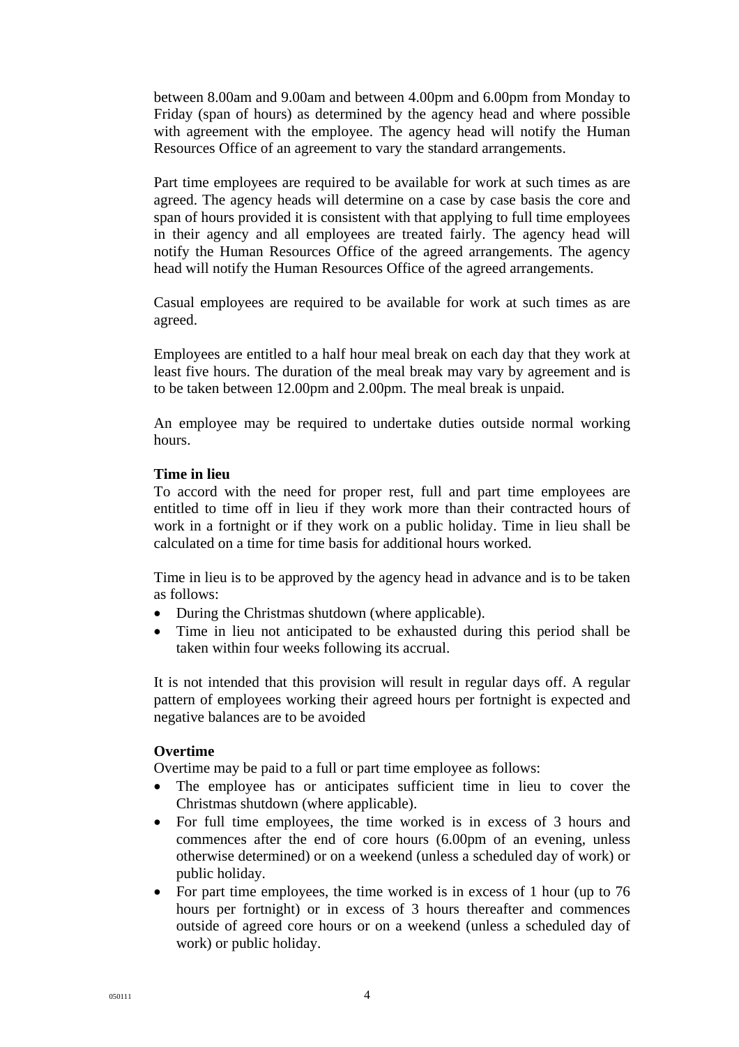between 8.00am and 9.00am and between 4.00pm and 6.00pm from Monday to Friday (span of hours) as determined by the agency head and where possible with agreement with the employee. The agency head will notify the Human Resources Office of an agreement to vary the standard arrangements.

Part time employees are required to be available for work at such times as are agreed. The agency heads will determine on a case by case basis the core and span of hours provided it is consistent with that applying to full time employees in their agency and all employees are treated fairly. The agency head will notify the Human Resources Office of the agreed arrangements. The agency head will notify the Human Resources Office of the agreed arrangements.

Casual employees are required to be available for work at such times as are agreed.

Employees are entitled to a half hour meal break on each day that they work at least five hours. The duration of the meal break may vary by agreement and is to be taken between 12.00pm and 2.00pm. The meal break is unpaid.

An employee may be required to undertake duties outside normal working hours.

**Time in lieu**

To accord with the need for proper rest, full and part time employees are entitled to time off in lieu if they work more than their contracted hours of work in a fortnight or if they work on a public holiday. Time in lieu shall be calculated on a time for time basis for additional hours worked.

Time in lieu is to be approved by the agency head in advance and is to be taken as follows:

- During the Christmas shutdown (where applicable).
- Time in lieu not anticipated to be exhausted during this period shall be taken within four weeks following its accrual.

It is not intended that this provision will result in regular days off. A regular pattern of employees working their agreed hours per fortnight is expected and negative balances are to be avoided

**Overtime**

Overtime may be paid to a full or part time employee as follows:

- The employee has or anticipates sufficient time in lieu to cover the Christmas shutdown (where applicable).
- For full time employees, the time worked is in excess of 3 hours and commences after the end of core hours (6.00pm of an evening, unless otherwise determined) or on a weekend (unless a scheduled day of work) or public holiday.
- For part time employees, the time worked is in excess of 1 hour (up to 76 hours per fortnight) or in excess of 3 hours thereafter and commences outside of agreed core hours or on a weekend (unless a scheduled day of work) or public holiday.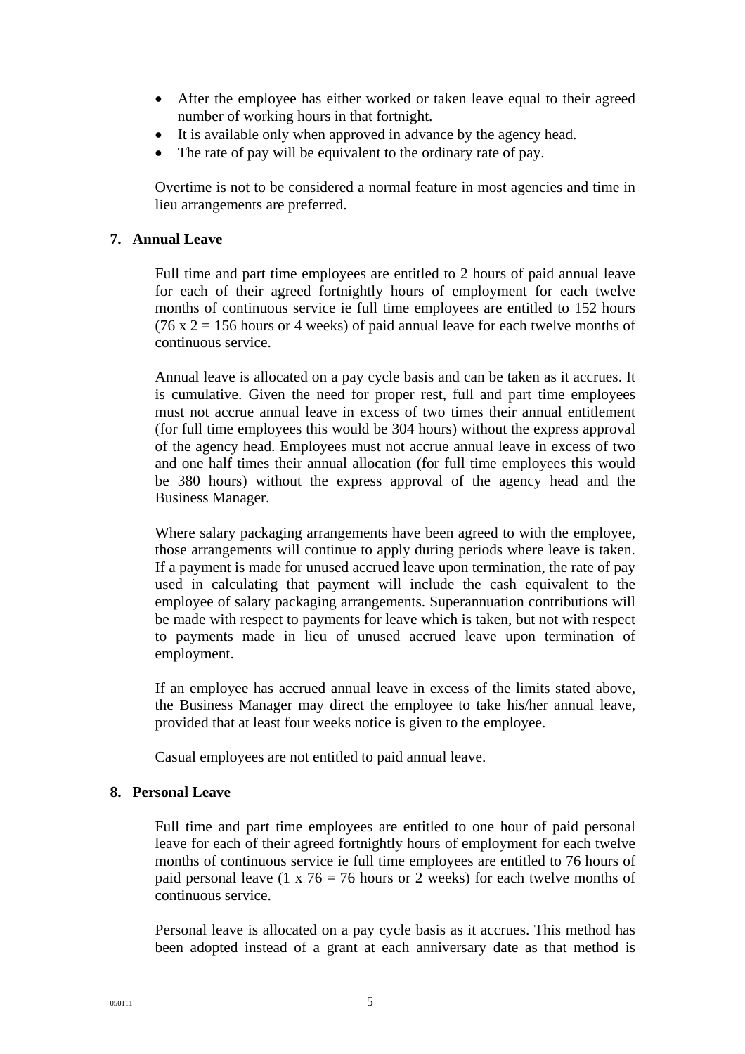- After the employee has either worked or taken leave equal to their agreed number of working hours in that fortnight.
- It is available only when approved in advance by the agency head.
- The rate of pay will be equivalent to the ordinary rate of pay.

Overtime is not to be considered a normal feature in most agencies and time in lieu arrangements are preferred.

## 7. Annual Leave

Full time and part time employees are entitled to 2 hours of paid annual leave for each of their agreed fortnightly hours of employment for each twelve months of continuous service ie full time employees are entitled to 152 hours (76 x 2 = 156 hours or 4 weeks) of paid annual leave for each twelve months of continuous service.

Annual leave is allocated on a pay cycle basis and can be taken as it accrues. It is cumulative. Given the need for proper rest, full and part time employees must not accrue annual leave in excess of two times their annual entitlement (for full time employees this would be 304 hours) without the express approval of the agency head. Employees must not accrue annual leave in excess of two and one half times their annual allocation (for full time employees this would be 380 hours) without the express approval of the agency head and the Business Manager.

Where salary packaging arrangements have been agreed to with the employee, those arrangements will continue to apply during periods where leave is taken. If a payment is made for unused accrued leave upon termination, the rate of pay used in calculating that payment will include the cash equivalent to the employee of salary packaging arrangements. Superannuation contributions will be made with respect to payments for leave which is taken, but not with respect to payments made in lieu of unused accrued leave upon termination of employment.

If an employee has accrued annual leave in excess of the limits stated above, the Business Manager may direct the employee to take his/her annual leave, provided that at least four weeks notice is given to the employee.

Casual employees are not entitled to paid annual leave.

## 8. Personal Leave

Full time and part time employees are entitled to one hour of paid personal leave for each of their agreed fortnightly hours of employment for each twelve months of continuous service ie full time employees are entitled to 76 hours of paid personal leave (1 x 76 = 76 hours or 2 weeks) for each twelve months of continuous service.

Personal leave is allocated on a pay cycle basis as it accrues. This method has been adopted instead of a grant at each anniversary date as that method is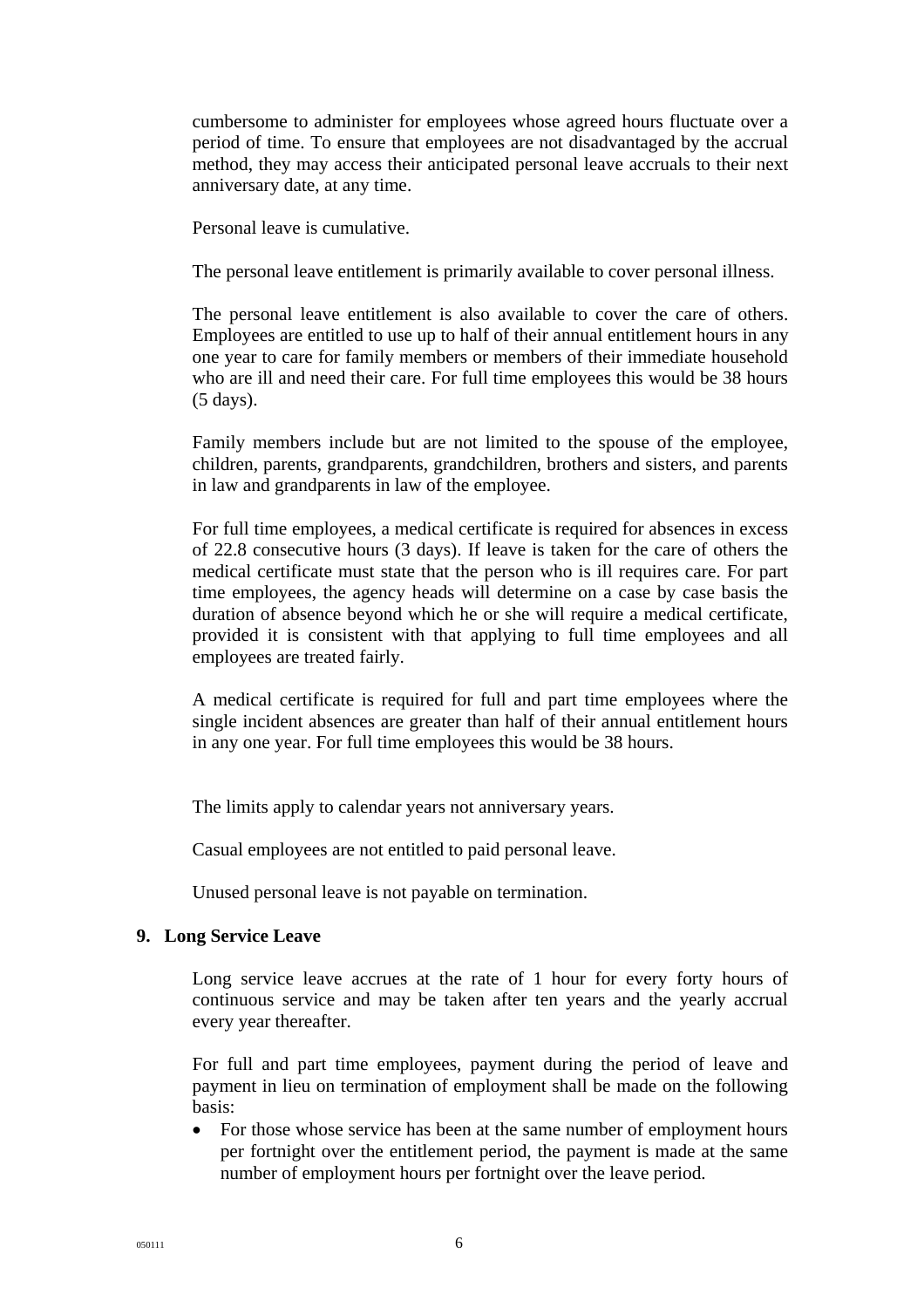cumbersome to administer for employees whose agreed hours fluctuate over a period of time. To ensure that employees are not disadvantaged by the accrual method, they may access their anticipated personal leave accruals to their next anniversary date, at any time.

Personal leave is cumulative.

The personal leave entitlement is primarily available to cover personal illness.

The personal leave entitlement is also available to cover the care of others. Employees are entitled to use up to half of their annual entitlement hours in any one year to care for family members or members of their immediate household who are ill and need their care. For full time employees this would be 38 hours (5 days).

Family members include but are not limited to the spouse of the employee, children, parents, grandparents, grandchildren, brothers and sisters, and parents in law and grandparents in law of the employee.

For full time employees, a medical certificate is required for absences in excess of 22.8 consecutive hours (3 days). If leave is taken for the care of others the medical certificate must state that the person who is ill requires care. For part time employees, the agency heads will determine on a case by case basis the duration of absence beyond which he or she will require a medical certificate, provided it is consistent with that applying to full time employees and all employees are treated fairly.

A medical certificate is required for full and part time employees where the single incident absences are greater than half of their annual entitlement hours in any one year. For full time employees this would be 38 hours.

The limits apply to calendar years not anniversary years.

Casual employees are not entitled to paid personal leave.

Unused personal leave is not payable on termination.

## 9. Long Service Leave

Long service leave accrues at the rate of 1 hour for every forty hours of continuous service and may be taken after ten years and the yearly accrual every year thereafter.

For full and part time employees, payment during the period of leave and payment in lieu on termination of employment shall be made on the following basis:

- For those whose service has been at the same number of employment hours per fortnight over the entitlement period, the payment is made at the same number of employment hours per fortnight over the leave period.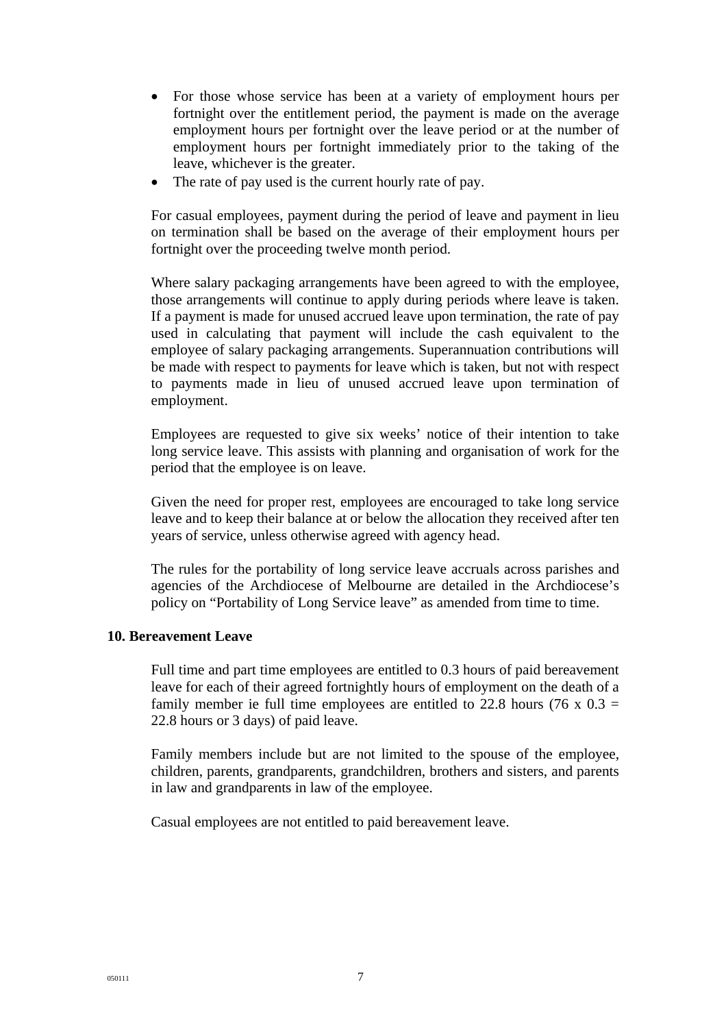- For those whose service has been at a variety of employment hours per fortnight over the entitlement period, the payment is made on the average employment hours per fortnight over the leave period or at the number of employment hours per fortnight immediately prior to the taking of the leave, whichever is the greater.
- The rate of pay used is the current hourly rate of pay.

For casual employees, payment during the period of leave and payment in lieu on termination shall be based on the average of their employment hours per fortnight over the proceeding twelve month period.

Where salary packaging arrangements have been agreed to with the employee, those arrangements will continue to apply during periods where leave is taken. If a payment is made for unused accrued leave upon termination, the rate of pay used in calculating that payment will include the cash equivalent to the employee of salary packaging arrangements. Superannuation contributions will be made with respect to payments for leave which is taken, but not with respect to payments made in lieu of unused accrued leave upon termination of employment.

Employees are requested to give six weeks' notice of their intention to take long service leave. This assists with planning and organisation of work for the period that the employee is on leave.

Given the need for proper rest, employees are encouraged to take long service leave and to keep their balance at or below the allocation they received after ten years of service, unless otherwise agreed with agency head.

The rules for the portability of long service leave accruals across parishes and agencies of the Archdiocese of Melbourne are detailed in the Archdiocese's policy on "Portability of Long Service leave" as amended from time to time.

**10. Bereavement Leave**

Full time and part time employees are entitled to 0.3 hours of paid bereavement leave for each of their agreed fortnightly hours of employment on the death of a family member ie full time employees are entitled to 22.8 hours (76 x 0.3 = 22.8 hours or 3 days) of paid leave.

Family members include but are not limited to the spouse of the employee, children, parents, grandparents, grandchildren, brothers and sisters, and parents in law and grandparents in law of the employee.

Casual employees are not entitled to paid bereavement leave.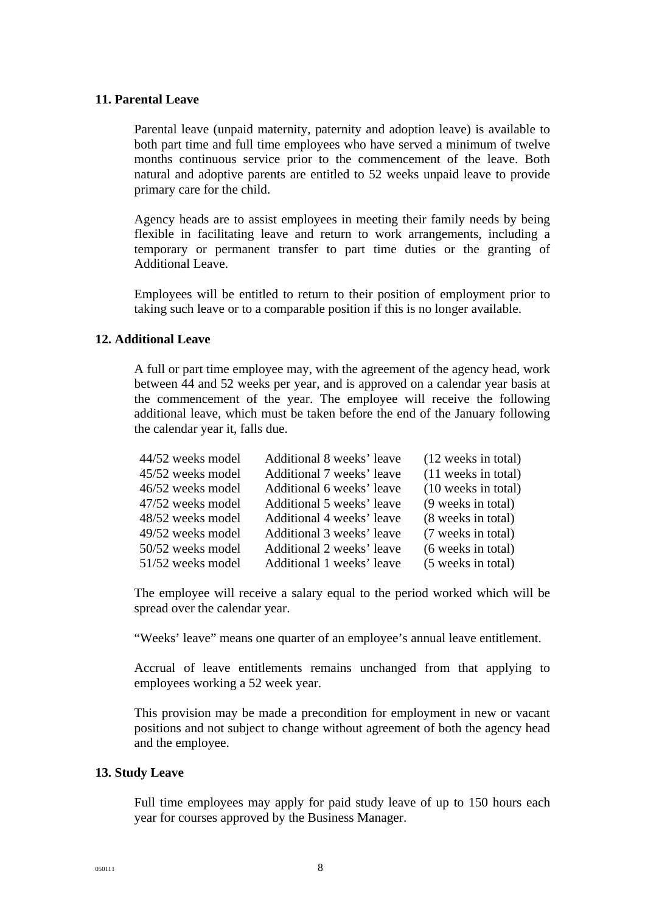### 11. Parental Leave

Parental leave (unpaid maternity, paternity and adoption leave) is available to both part time and full time employees who have served a minimum of twelve months continuous service prior to the commencement of the leave. Both natural and adoptive parents are entitled to 52 weeks unpaid leave to provide primary care for the child.

Agency heads are to assist employees in meeting their family needs by being flexible in facilitating leave and return to work arrangements, including a temporary or permanent transfer to part time duties or the granting of Additional Leave.

Employees will be entitled to return to their position of employment prior to taking such leave or to a comparable position if this is no longer available.

### 12. Additional Leave

A full or part time employee may, with the agreement of the agency head, work between 44 and 52 weeks per year, and is approved on a calendar year basis at the commencement of the year. The employee will receive the following additional leave, which must be taken before the end of the January following the calendar year it, falls due.

| | | |
|---|---|---|
| 44/52 weeks model | Additional 8 weeks' leave | (12 weeks in total) |
| 45/52 weeks model | Additional 7 weeks' leave | (11 weeks in total) |
| 46/52 weeks model | Additional 6 weeks' leave | (10 weeks in total) |
| 47/52 weeks model | Additional 5 weeks' leave | (9 weeks in total) |
| 48/52 weeks model | Additional 4 weeks' leave | (8 weeks in total) |
| 49/52 weeks model | Additional 3 weeks' leave | (7 weeks in total) |
| 50/52 weeks model | Additional 2 weeks' leave | (6 weeks in total) |
| 51/52 weeks model | Additional 1 weeks' leave | (5 weeks in total) |

The employee will receive a salary equal to the period worked which will be spread over the calendar year.

"Weeks' leave" means one quarter of an employee's annual leave entitlement.

Accrual of leave entitlements remains unchanged from that applying to employees working a 52 week year.

This provision may be made a precondition for employment in new or vacant positions and not subject to change without agreement of both the agency head and the employee.

### 13. Study Leave

Full time employees may apply for paid study leave of up to 150 hours each year for courses approved by the Business Manager.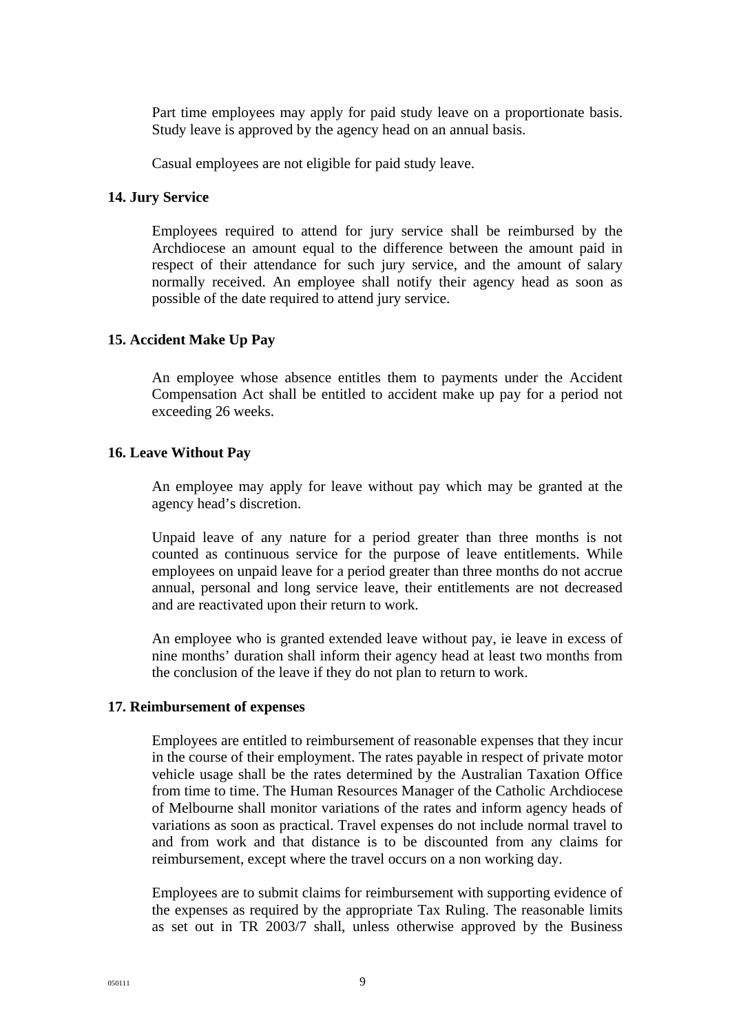Part time employees may apply for paid study leave on a proportionate basis. Study leave is approved by the agency head on an annual basis.

Casual employees are not eligible for paid study leave.

**14. Jury Service**

Employees required to attend for jury service shall be reimbursed by the Archdiocese an amount equal to the difference between the amount paid in respect of their attendance for such jury service, and the amount of salary normally received. An employee shall notify their agency head as soon as possible of the date required to attend jury service.

**15. Accident Make Up Pay**

An employee whose absence entitles them to payments under the Accident Compensation Act shall be entitled to accident make up pay for a period not exceeding 26 weeks.

**16. Leave Without Pay**

An employee may apply for leave without pay which may be granted at the agency head's discretion.

Unpaid leave of any nature for a period greater than three months is not counted as continuous service for the purpose of leave entitlements. While employees on unpaid leave for a period greater than three months do not accrue annual, personal and long service leave, their entitlements are not decreased and are reactivated upon their return to work.

An employee who is granted extended leave without pay, ie leave in excess of nine months' duration shall inform their agency head at least two months from the conclusion of the leave if they do not plan to return to work.

**17. Reimbursement of expenses**

Employees are entitled to reimbursement of reasonable expenses that they incur in the course of their employment. The rates payable in respect of private motor vehicle usage shall be the rates determined by the Australian Taxation Office from time to time. The Human Resources Manager of the Catholic Archdiocese of Melbourne shall monitor variations of the rates and inform agency heads of variations as soon as practical. Travel expenses do not include normal travel to and from work and that distance is to be discounted from any claims for reimbursement, except where the travel occurs on a non working day.

Employees are to submit claims for reimbursement with supporting evidence of the expenses as required by the appropriate Tax Ruling. The reasonable limits as set out in TR 2003/7 shall, unless otherwise approved by the Business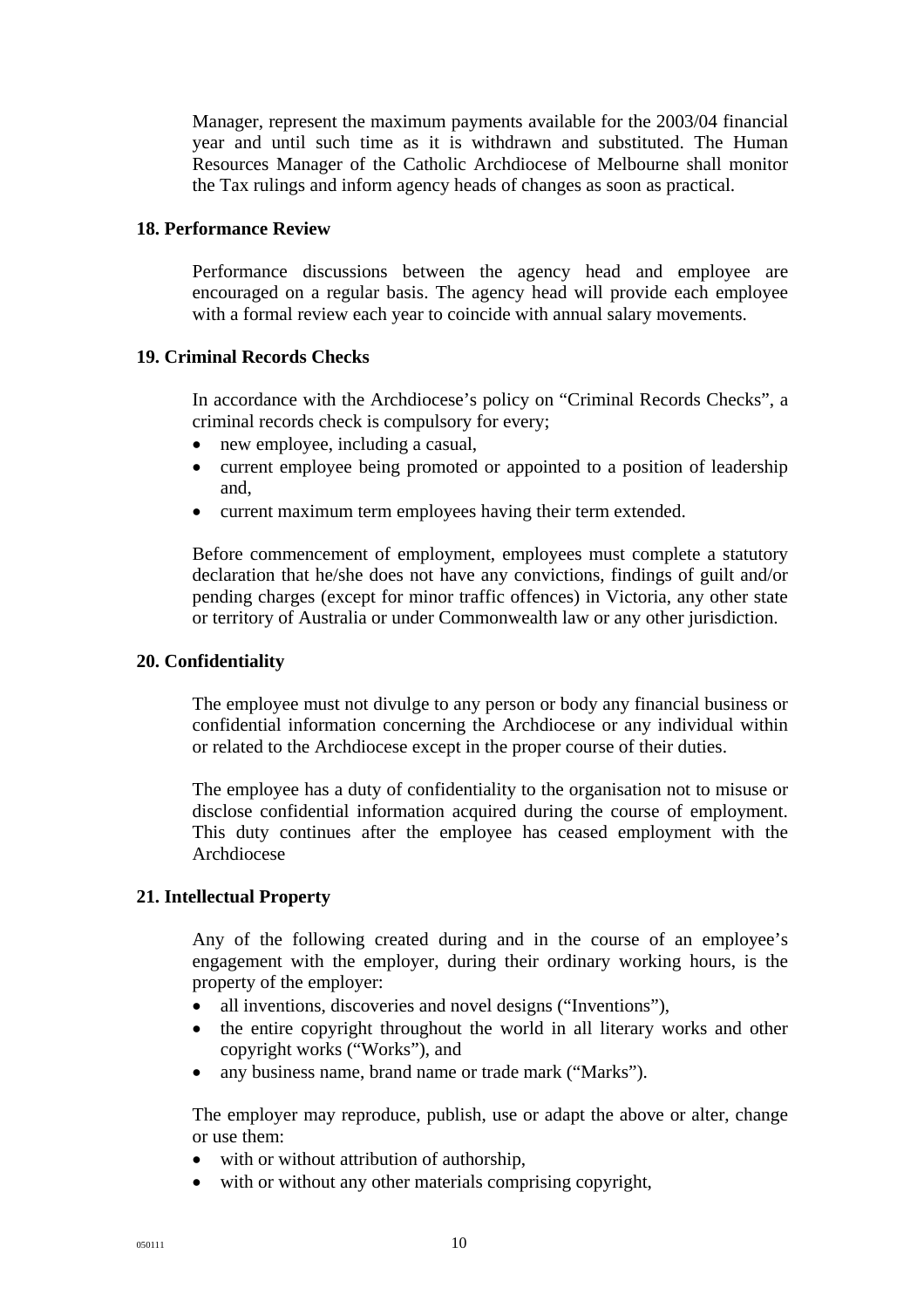Manager, represent the maximum payments available for the 2003/04 financial year and until such time as it is withdrawn and substituted. The Human Resources Manager of the Catholic Archdiocese of Melbourne shall monitor the Tax rulings and inform agency heads of changes as soon as practical.

**18. Performance Review**

Performance discussions between the agency head and employee are encouraged on a regular basis. The agency head will provide each employee with a formal review each year to coincide with annual salary movements.

**19. Criminal Records Checks**

In accordance with the Archdiocese's policy on "Criminal Records Checks", a criminal records check is compulsory for every;

- new employee, including a casual,
- current employee being promoted or appointed to a position of leadership and,
- current maximum term employees having their term extended.

Before commencement of employment, employees must complete a statutory declaration that he/she does not have any convictions, findings of guilt and/or pending charges (except for minor traffic offences) in Victoria, any other state or territory of Australia or under Commonwealth law or any other jurisdiction.

**20. Confidentiality**

The employee must not divulge to any person or body any financial business or confidential information concerning the Archdiocese or any individual within or related to the Archdiocese except in the proper course of their duties.

The employee has a duty of confidentiality to the organisation not to misuse or disclose confidential information acquired during the course of employment. This duty continues after the employee has ceased employment with the Archdiocese

**21. Intellectual Property**

Any of the following created during and in the course of an employee's engagement with the employer, during their ordinary working hours, is the property of the employer:

- all inventions, discoveries and novel designs ("Inventions"),
- the entire copyright throughout the world in all literary works and other copyright works ("Works"), and
- any business name, brand name or trade mark ("Marks").

The employer may reproduce, publish, use or adapt the above or alter, change or use them:

- with or without attribution of authorship,
- with or without any other materials comprising copyright,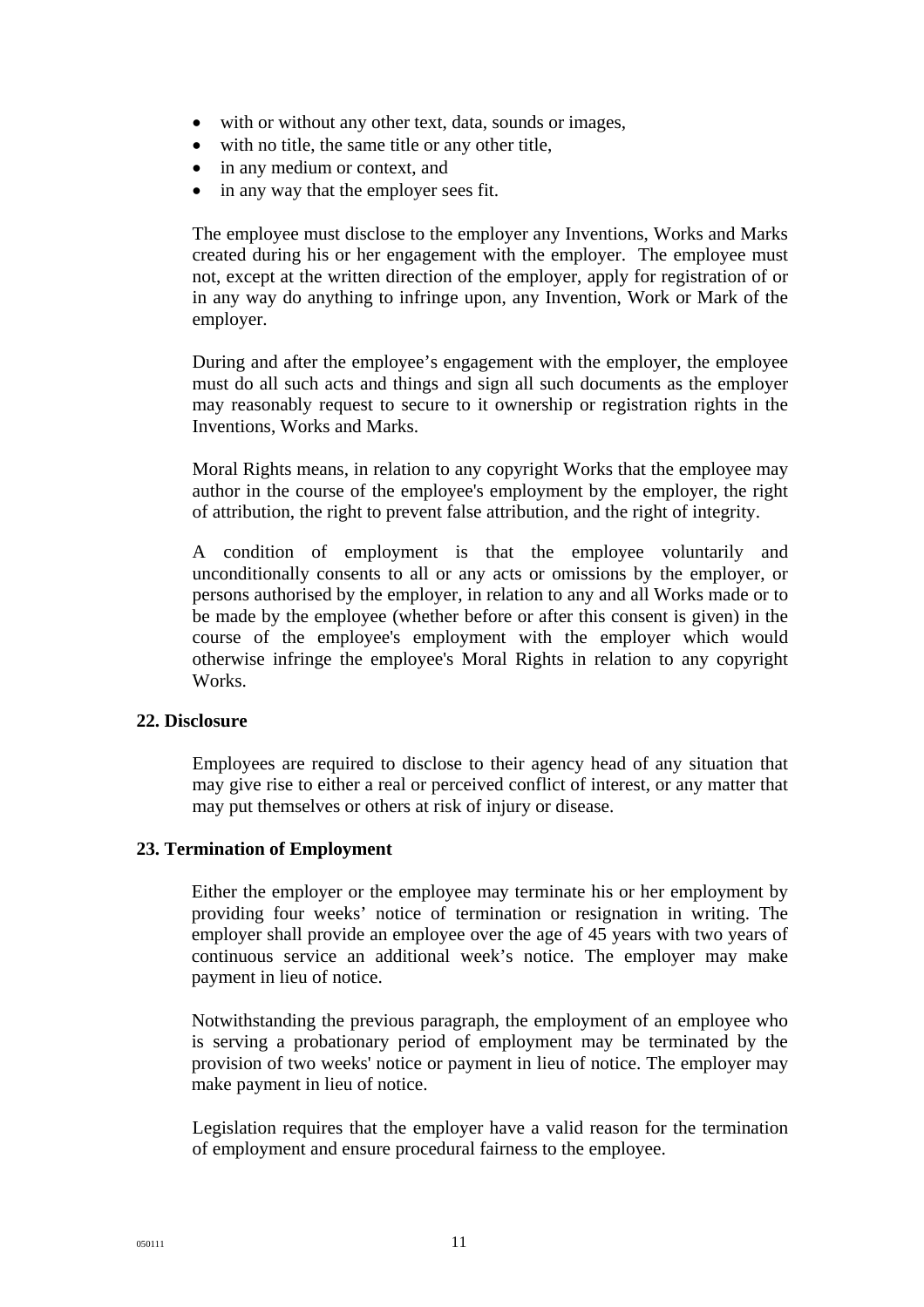- with or without any other text, data, sounds or images,
- with no title, the same title or any other title,
- in any medium or context, and
- in any way that the employer sees fit.

The employee must disclose to the employer any Inventions, Works and Marks created during his or her engagement with the employer. The employee must not, except at the written direction of the employer, apply for registration of or in any way do anything to infringe upon, any Invention, Work or Mark of the employer.

During and after the employee's engagement with the employer, the employee must do all such acts and things and sign all such documents as the employer may reasonably request to secure to it ownership or registration rights in the Inventions, Works and Marks.

Moral Rights means, in relation to any copyright Works that the employee may author in the course of the employee's employment by the employer, the right of attribution, the right to prevent false attribution, and the right of integrity.

A condition of employment is that the employee voluntarily and unconditionally consents to all or any acts or omissions by the employer, or persons authorised by the employer, in relation to any and all Works made or to be made by the employee (whether before or after this consent is given) in the course of the employee's employment with the employer which would otherwise infringe the employee's Moral Rights in relation to any copyright Works.

**22. Disclosure**

Employees are required to disclose to their agency head of any situation that may give rise to either a real or perceived conflict of interest, or any matter that may put themselves or others at risk of injury or disease.

**23. Termination of Employment**

Either the employer or the employee may terminate his or her employment by providing four weeks' notice of termination or resignation in writing. The employer shall provide an employee over the age of 45 years with two years of continuous service an additional week's notice. The employer may make payment in lieu of notice.

Notwithstanding the previous paragraph, the employment of an employee who is serving a probationary period of employment may be terminated by the provision of two weeks' notice or payment in lieu of notice. The employer may make payment in lieu of notice.

Legislation requires that the employer have a valid reason for the termination of employment and ensure procedural fairness to the employee.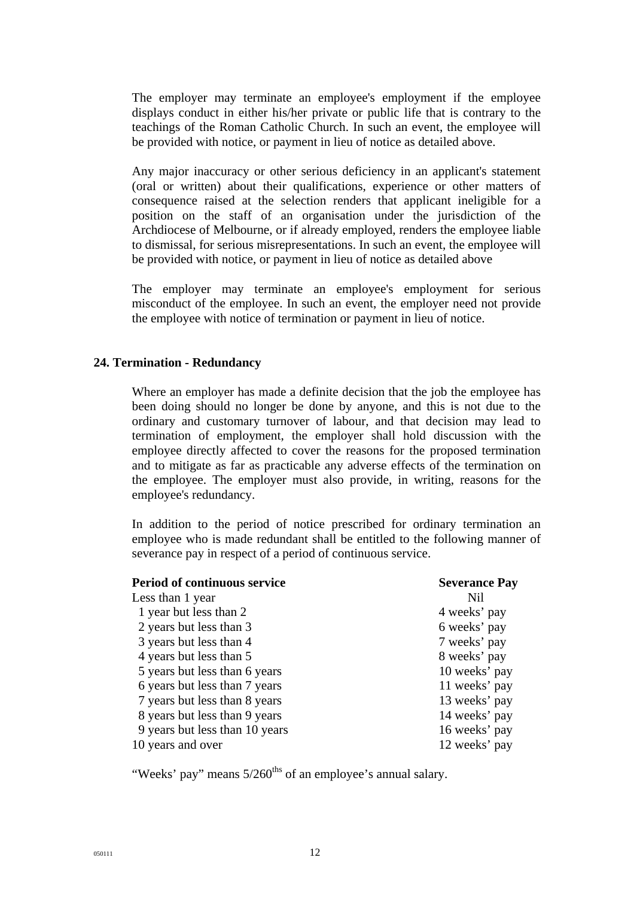The employer may terminate an employee's employment if the employee displays conduct in either his/her private or public life that is contrary to the teachings of the Roman Catholic Church. In such an event, the employee will be provided with notice, or payment in lieu of notice as detailed above.

Any major inaccuracy or other serious deficiency in an applicant's statement (oral or written) about their qualifications, experience or other matters of consequence raised at the selection renders that applicant ineligible for a position on the staff of an organisation under the jurisdiction of the Archdiocese of Melbourne, or if already employed, renders the employee liable to dismissal, for serious misrepresentations. In such an event, the employee will be provided with notice, or payment in lieu of notice as detailed above

The employer may terminate an employee's employment for serious misconduct of the employee. In such an event, the employer need not provide the employee with notice of termination or payment in lieu of notice.

### 24. Termination - Redundancy

Where an employer has made a definite decision that the job the employee has been doing should no longer be done by anyone, and this is not due to the ordinary and customary turnover of labour, and that decision may lead to termination of employment, the employer shall hold discussion with the employee directly affected to cover the reasons for the proposed termination and to mitigate as far as practicable any adverse effects of the termination on the employee. The employer must also provide, in writing, reasons for the employee's redundancy.

In addition to the period of notice prescribed for ordinary termination an employee who is made redundant shall be entitled to the following manner of severance pay in respect of a period of continuous service.

| **Period of continuous service** | **Severance Pay** |
|---|---|
| Less than 1 year | Nil |
| 1 year but less than 2 | 4 weeks' pay |
| 2 years but less than 3 | 6 weeks' pay |
| 3 years but less than 4 | 7 weeks' pay |
| 4 years but less than 5 | 8 weeks' pay |
| 5 years but less than 6 years | 10 weeks' pay |
| 6 years but less than 7 years | 11 weeks' pay |
| 7 years but less than 8 years | 13 weeks' pay |
| 8 years but less than 9 years | 14 weeks' pay |
| 9 years but less than 10 years | 16 weeks' pay |
| 10 years and over | 12 weeks' pay |

"Weeks' pay" means 5/260ths of an employee's annual salary.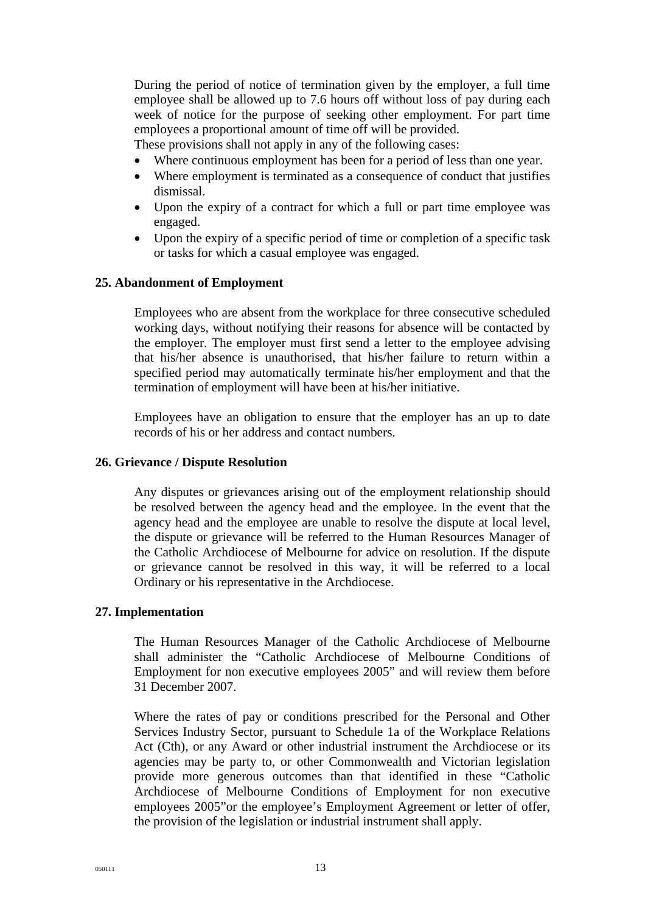During the period of notice of termination given by the employer, a full time employee shall be allowed up to 7.6 hours off without loss of pay during each week of notice for the purpose of seeking other employment. For part time employees a proportional amount of time off will be provided.

These provisions shall not apply in any of the following cases:

- Where continuous employment has been for a period of less than one year.
- Where employment is terminated as a consequence of conduct that justifies dismissal.
- Upon the expiry of a contract for which a full or part time employee was engaged.
- Upon the expiry of a specific period of time or completion of a specific task or tasks for which a casual employee was engaged.

**25. Abandonment of Employment**

Employees who are absent from the workplace for three consecutive scheduled working days, without notifying their reasons for absence will be contacted by the employer. The employer must first send a letter to the employee advising that his/her absence is unauthorised, that his/her failure to return within a specified period may automatically terminate his/her employment and that the termination of employment will have been at his/her initiative.

Employees have an obligation to ensure that the employer has an up to date records of his or her address and contact numbers.

**26. Grievance / Dispute Resolution**

Any disputes or grievances arising out of the employment relationship should be resolved between the agency head and the employee. In the event that the agency head and the employee are unable to resolve the dispute at local level, the dispute or grievance will be referred to the Human Resources Manager of the Catholic Archdiocese of Melbourne for advice on resolution. If the dispute or grievance cannot be resolved in this way, it will be referred to a local Ordinary or his representative in the Archdiocese.

**27. Implementation**

The Human Resources Manager of the Catholic Archdiocese of Melbourne shall administer the "Catholic Archdiocese of Melbourne Conditions of Employment for non executive employees 2005" and will review them before 31 December 2007.

Where the rates of pay or conditions prescribed for the Personal and Other Services Industry Sector, pursuant to Schedule 1a of the Workplace Relations Act (Cth), or any Award or other industrial instrument the Archdiocese or its agencies may be party to, or other Commonwealth and Victorian legislation provide more generous outcomes than that identified in these "Catholic Archdiocese of Melbourne Conditions of Employment for non executive employees 2005"or the employee's Employment Agreement or letter of offer, the provision of the legislation or industrial instrument shall apply.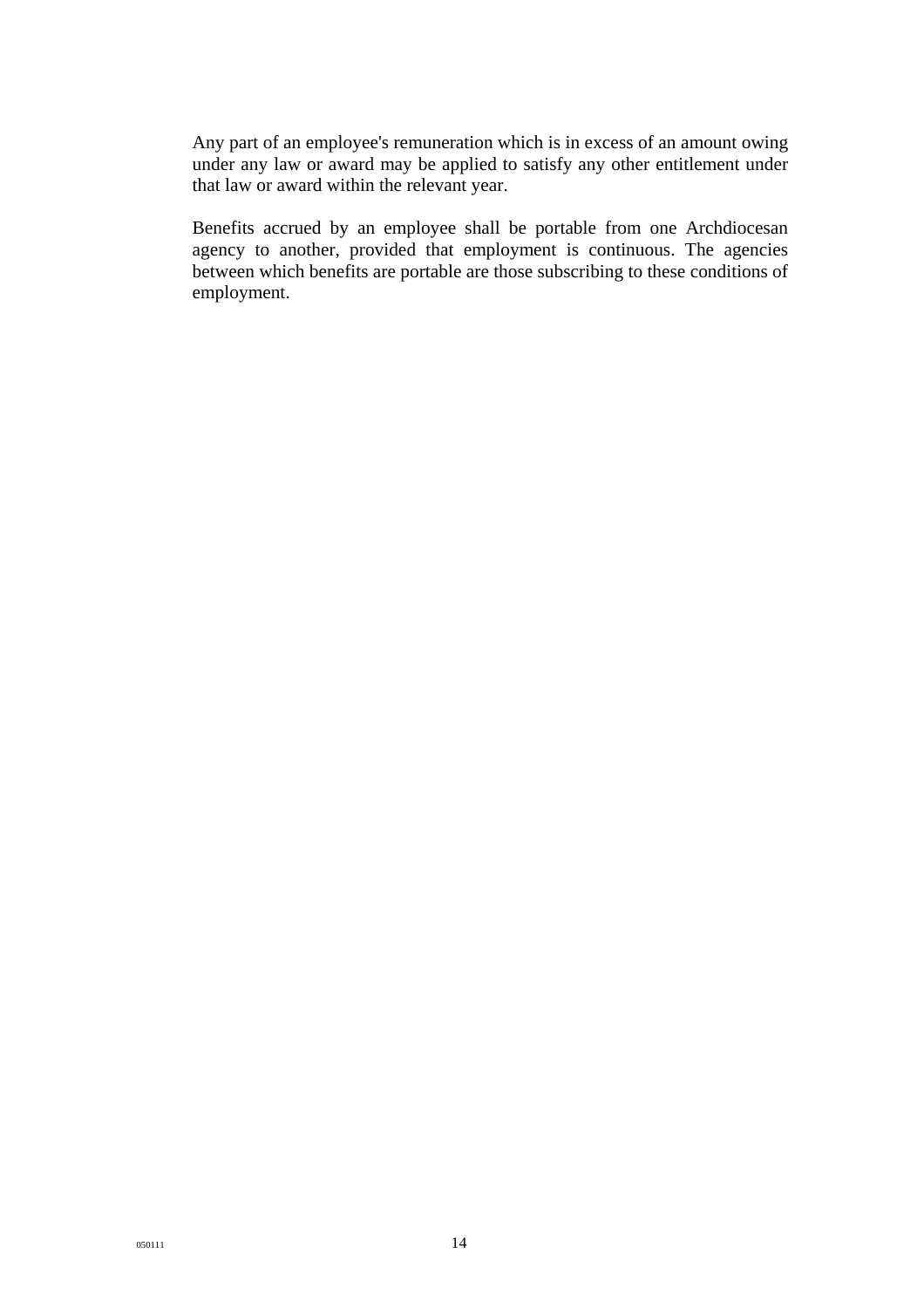Any part of an employee's remuneration which is in excess of an amount owing under any law or award may be applied to satisfy any other entitlement under that law or award within the relevant year.

Benefits accrued by an employee shall be portable from one Archdiocesan agency to another, provided that employment is continuous. The agencies between which benefits are portable are those subscribing to these conditions of employment.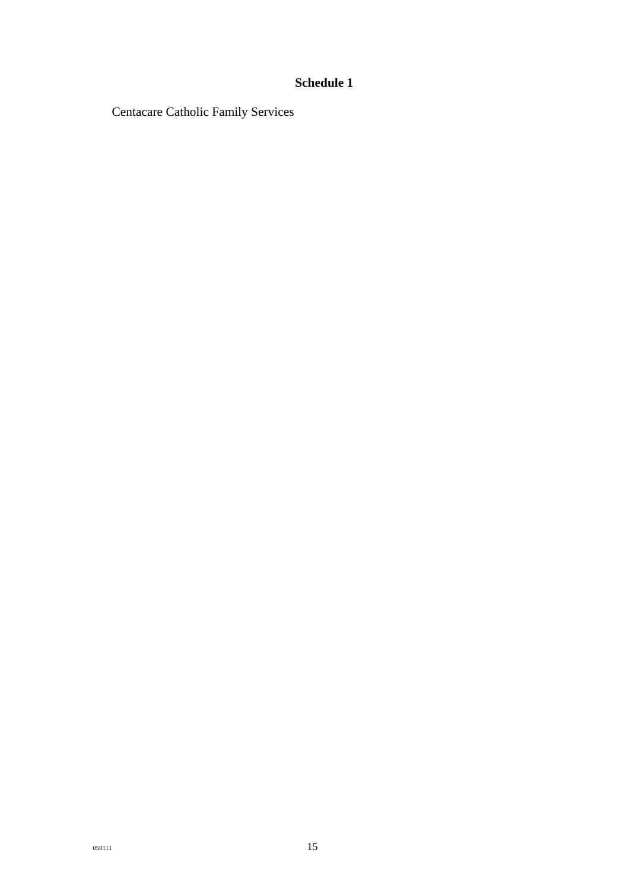## Schedule 1

Centacare Catholic Family Services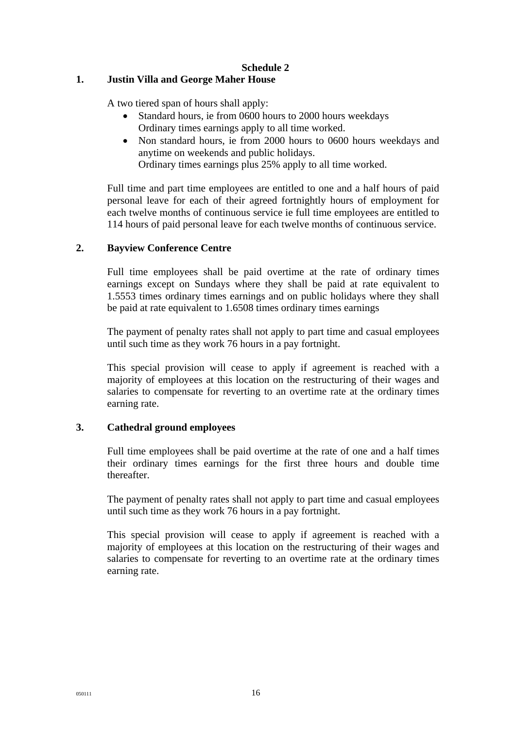## Schedule 2

### 1. Justin Villa and George Maher House

A two tiered span of hours shall apply:

- Standard hours, ie from 0600 hours to 2000 hours weekdays
  Ordinary times earnings apply to all time worked.
- Non standard hours, ie from 2000 hours to 0600 hours weekdays and anytime on weekends and public holidays.
  Ordinary times earnings plus 25% apply to all time worked.

Full time and part time employees are entitled to one and a half hours of paid personal leave for each of their agreed fortnightly hours of employment for each twelve months of continuous service ie full time employees are entitled to 114 hours of paid personal leave for each twelve months of continuous service.

### 2. Bayview Conference Centre

Full time employees shall be paid overtime at the rate of ordinary times earnings except on Sundays where they shall be paid at rate equivalent to 1.5553 times ordinary times earnings and on public holidays where they shall be paid at rate equivalent to 1.6508 times ordinary times earnings

The payment of penalty rates shall not apply to part time and casual employees until such time as they work 76 hours in a pay fortnight.

This special provision will cease to apply if agreement is reached with a majority of employees at this location on the restructuring of their wages and salaries to compensate for reverting to an overtime rate at the ordinary times earning rate.

### 3. Cathedral ground employees

Full time employees shall be paid overtime at the rate of one and a half times their ordinary times earnings for the first three hours and double time thereafter.

The payment of penalty rates shall not apply to part time and casual employees until such time as they work 76 hours in a pay fortnight.

This special provision will cease to apply if agreement is reached with a majority of employees at this location on the restructuring of their wages and salaries to compensate for reverting to an overtime rate at the ordinary times earning rate.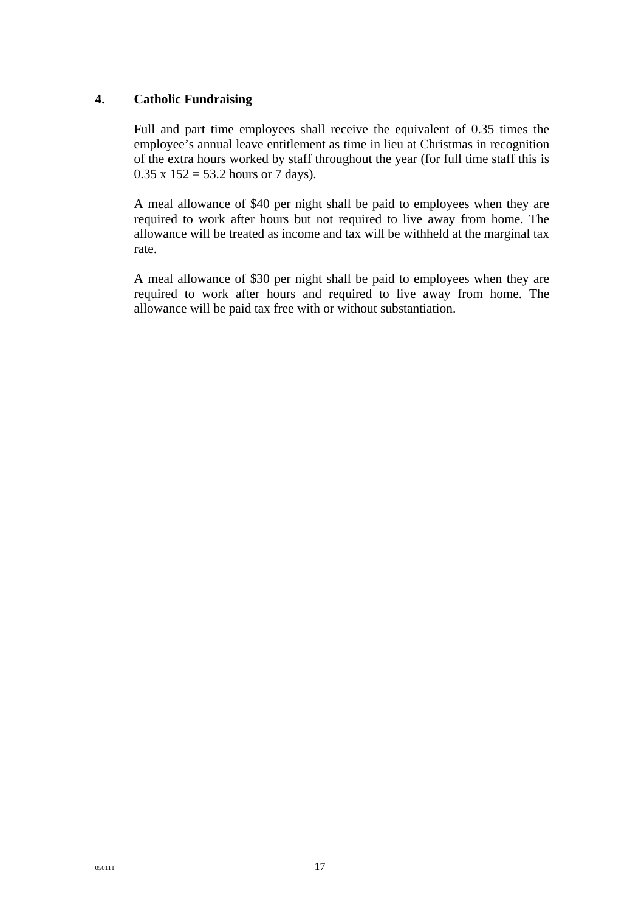## 4. Catholic Fundraising

Full and part time employees shall receive the equivalent of 0.35 times the employee's annual leave entitlement as time in lieu at Christmas in recognition of the extra hours worked by staff throughout the year (for full time staff this is 0.35 x 152 = 53.2 hours or 7 days).

A meal allowance of $40 per night shall be paid to employees when they are required to work after hours but not required to live away from home. The allowance will be treated as income and tax will be withheld at the marginal tax rate.

A meal allowance of $30 per night shall be paid to employees when they are required to work after hours and required to live away from home. The allowance will be paid tax free with or without substantiation.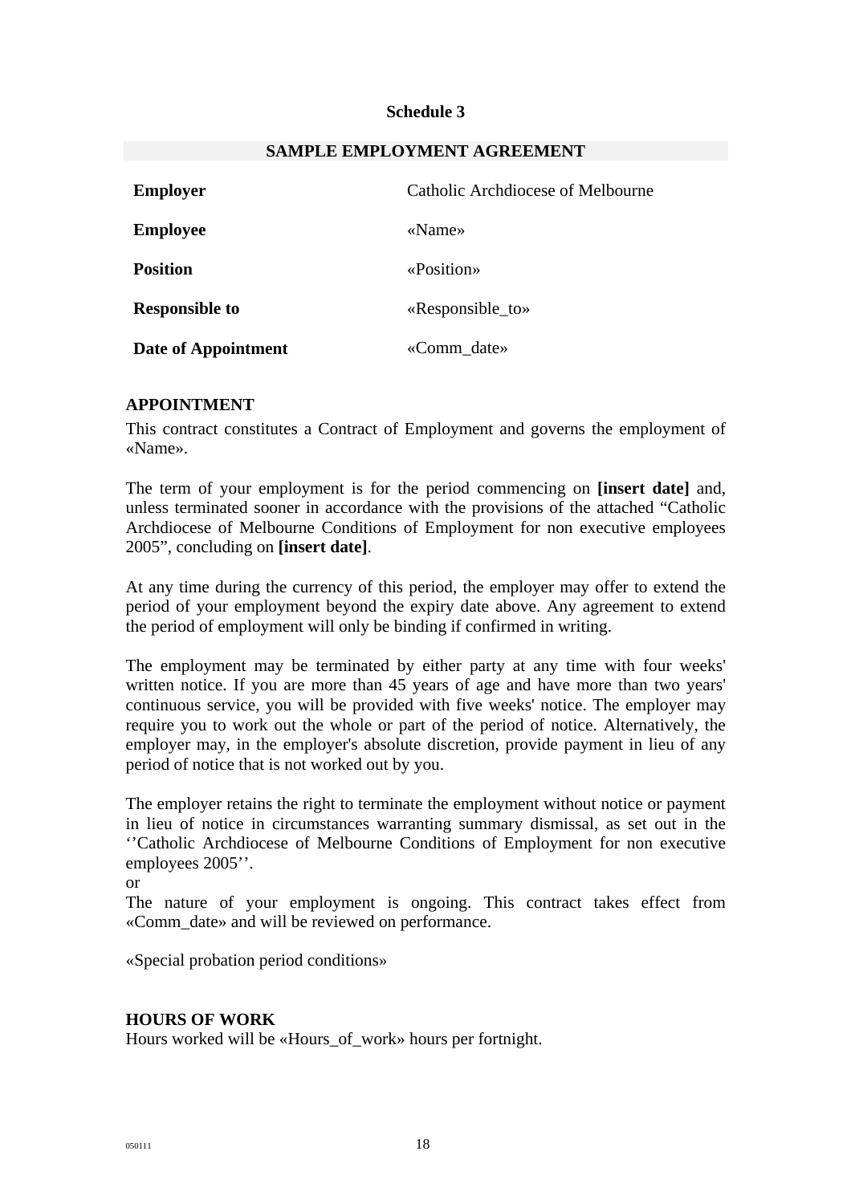### Schedule 3

## SAMPLE EMPLOYMENT AGREEMENT

| | |
|---|---|
| **Employer** | Catholic Archdiocese of Melbourne |
| **Employee** | «Name» |
| **Position** | «Position» |
| **Responsible to** | «Responsible_to» |
| **Date of Appointment** | «Comm_date» |

**APPOINTMENT**

This contract constitutes a Contract of Employment and governs the employment of «Name».

The term of your employment is for the period commencing on **[insert date]** and, unless terminated sooner in accordance with the provisions of the attached "Catholic Archdiocese of Melbourne Conditions of Employment for non executive employees 2005", concluding on **[insert date]**.

At any time during the currency of this period, the employer may offer to extend the period of your employment beyond the expiry date above. Any agreement to extend the period of employment will only be binding if confirmed in writing.

The employment may be terminated by either party at any time with four weeks' written notice. If you are more than 45 years of age and have more than two years' continuous service, you will be provided with five weeks' notice. The employer may require you to work out the whole or part of the period of notice. Alternatively, the employer may, in the employer's absolute discretion, provide payment in lieu of any period of notice that is not worked out by you.

The employer retains the right to terminate the employment without notice or payment in lieu of notice in circumstances warranting summary dismissal, as set out in the ''Catholic Archdiocese of Melbourne Conditions of Employment for non executive employees 2005''.

or

The nature of your employment is ongoing. This contract takes effect from «Comm_date» and will be reviewed on performance.

«Special probation period conditions»

**HOURS OF WORK**

Hours worked will be «Hours_of_work» hours per fortnight.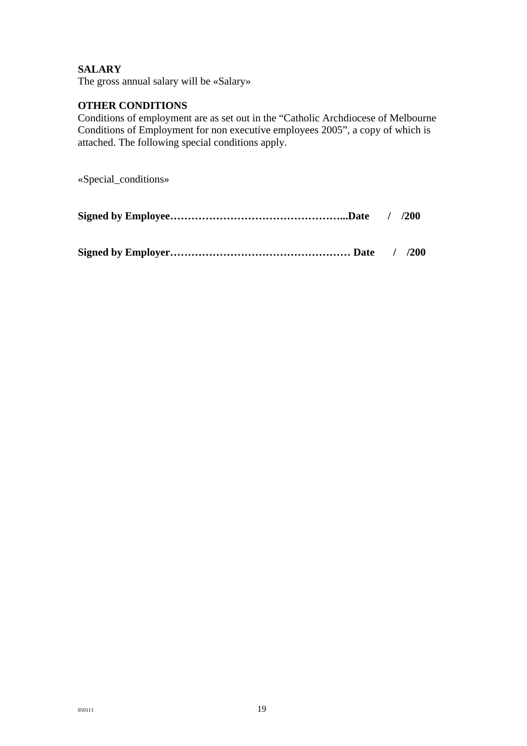**SALARY**
The gross annual salary will be «Salary»

**OTHER CONDITIONS**
Conditions of employment are as set out in the "Catholic Archdiocese of Melbourne Conditions of Employment for non executive employees 2005", a copy of which is attached. The following special conditions apply.

«Special_conditions»

**Signed by Employee…………………………………………...Date / /200**

**Signed by Employer…………………………………………… Date / /200**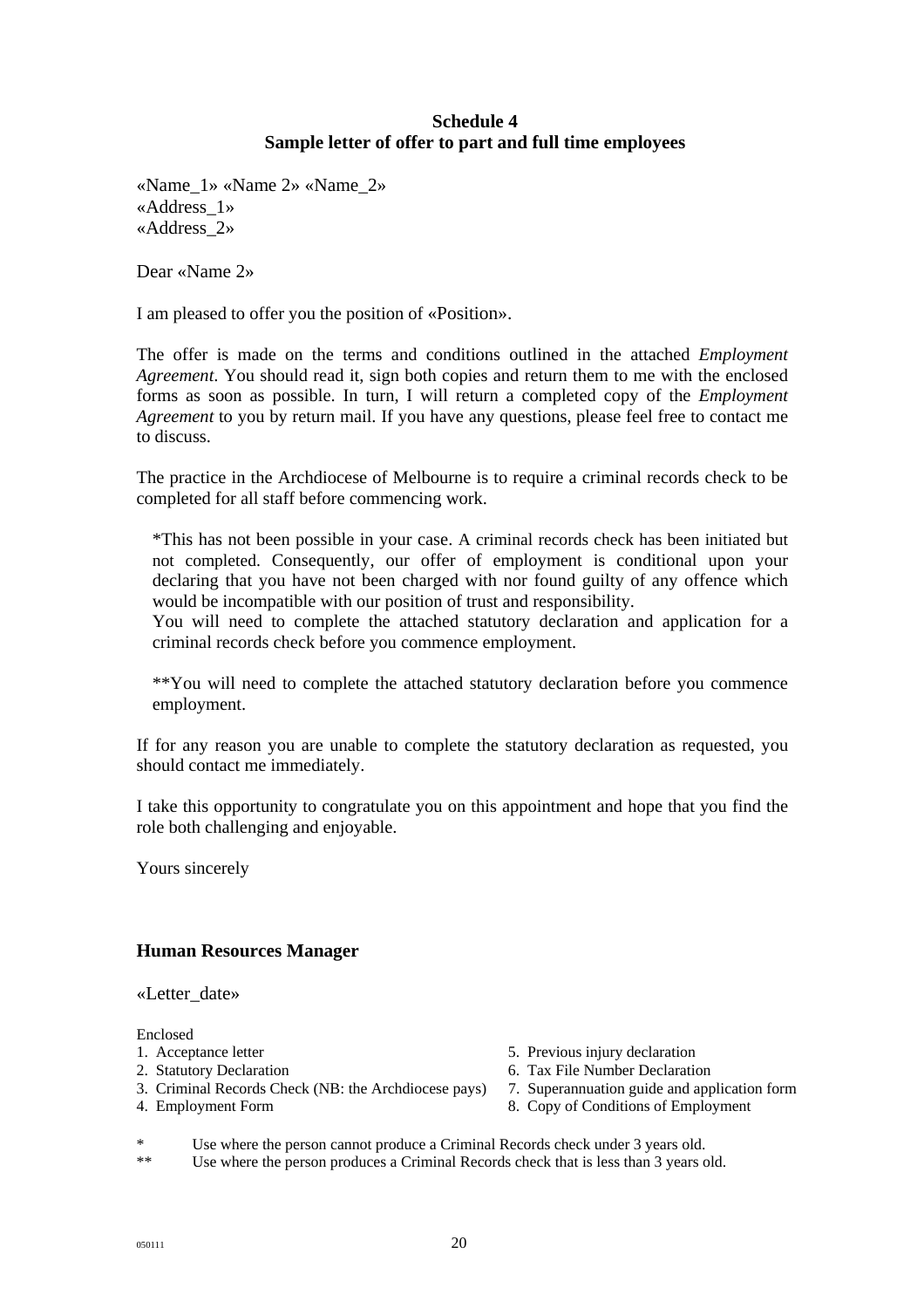**Schedule 4**
**Sample letter of offer to part and full time employees**

«Name_1» «Name 2» «Name_2»
«Address_1»
«Address_2»

Dear «Name 2»

I am pleased to offer you the position of «Position».

The offer is made on the terms and conditions outlined in the attached *Employment Agreement*. You should read it, sign both copies and return them to me with the enclosed forms as soon as possible. In turn, I will return a completed copy of the *Employment Agreement* to you by return mail. If you have any questions, please feel free to contact me to discuss.

The practice in the Archdiocese of Melbourne is to require a criminal records check to be completed for all staff before commencing work.

> *This has not been possible in your case. A criminal records check has been initiated but not completed. Consequently, our offer of employment is conditional upon your declaring that you have not been charged with nor found guilty of any offence which would be incompatible with our position of trust and responsibility.
> You will need to complete the attached statutory declaration and application for a criminal records check before you commence employment.
>
> **You will need to complete the attached statutory declaration before you commence employment.

If for any reason you are unable to complete the statutory declaration as requested, you should contact me immediately.

I take this opportunity to congratulate you on this appointment and hope that you find the role both challenging and enjoyable.

Yours sincerely

**Human Resources Manager**

«Letter_date»

Enclosed

1. Acceptance letter
2. Statutory Declaration
3. Criminal Records Check (NB: the Archdiocese pays)
4. Employment Form
5. Previous injury declaration
6. Tax File Number Declaration
7. Superannuation guide and application form
8. Copy of Conditions of Employment

\* Use where the person cannot produce a Criminal Records check under 3 years old.
\*\* Use where the person produces a Criminal Records check that is less than 3 years old.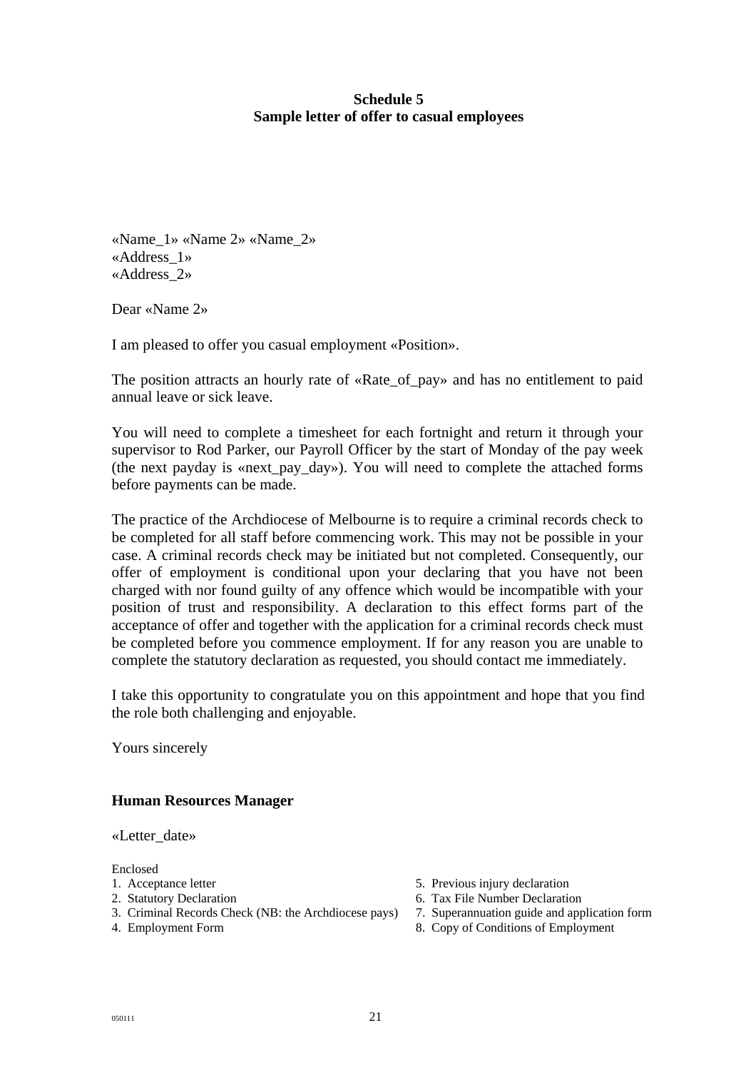**Schedule 5**
**Sample letter of offer to casual employees**

«Name_1» «Name 2» «Name_2»
«Address_1»
«Address_2»

Dear «Name 2»

I am pleased to offer you casual employment «Position».

The position attracts an hourly rate of «Rate_of_pay» and has no entitlement to paid annual leave or sick leave.

You will need to complete a timesheet for each fortnight and return it through your supervisor to Rod Parker, our Payroll Officer by the start of Monday of the pay week (the next payday is «next_pay_day»). You will need to complete the attached forms before payments can be made.

The practice of the Archdiocese of Melbourne is to require a criminal records check to be completed for all staff before commencing work. This may not be possible in your case. A criminal records check may be initiated but not completed. Consequently, our offer of employment is conditional upon your declaring that you have not been charged with nor found guilty of any offence which would be incompatible with your position of trust and responsibility. A declaration to this effect forms part of the acceptance of offer and together with the application for a criminal records check must be completed before you commence employment. If for any reason you are unable to complete the statutory declaration as requested, you should contact me immediately.

I take this opportunity to congratulate you on this appointment and hope that you find the role both challenging and enjoyable.

Yours sincerely

**Human Resources Manager**

«Letter_date»

Enclosed

1. Acceptance letter
2. Statutory Declaration
3. Criminal Records Check (NB: the Archdiocese pays)
4. Employment Form
5. Previous injury declaration
6. Tax File Number Declaration
7. Superannuation guide and application form
8. Copy of Conditions of Employment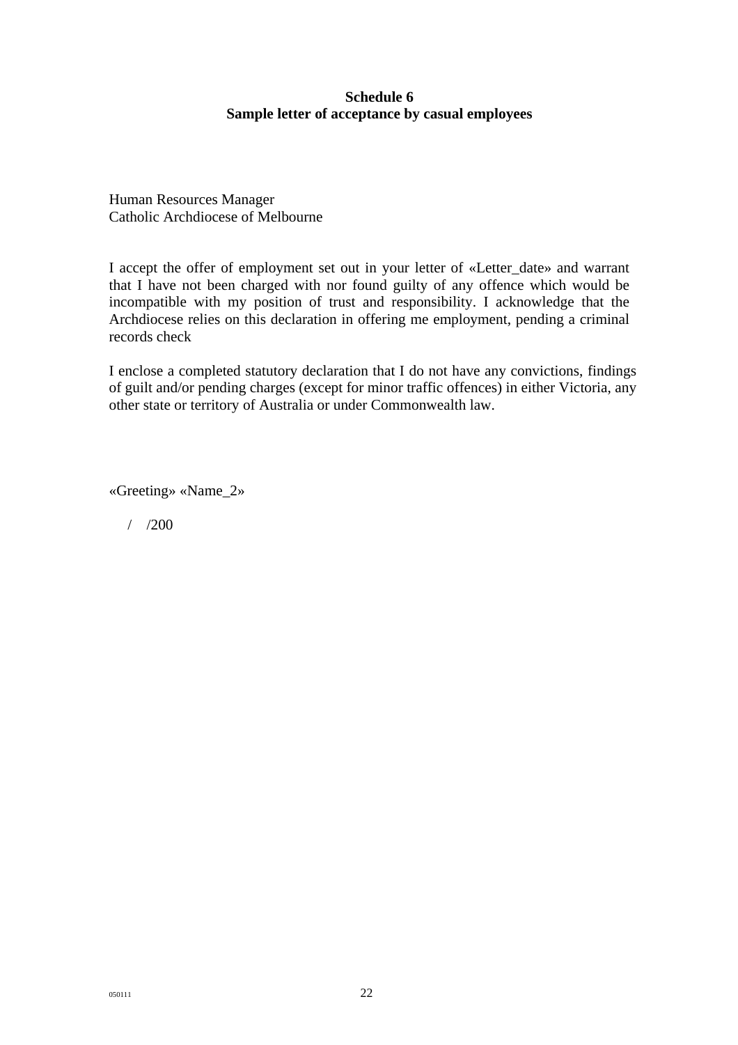**Schedule 6**
**Sample letter of acceptance by casual employees**

Human Resources Manager
Catholic Archdiocese of Melbourne

I accept the offer of employment set out in your letter of «Letter_date» and warrant that I have not been charged with nor found guilty of any offence which would be incompatible with my position of trust and responsibility. I acknowledge that the Archdiocese relies on this declaration in offering me employment, pending a criminal records check

I enclose a completed statutory declaration that I do not have any convictions, findings of guilt and/or pending charges (except for minor traffic offences) in either Victoria, any other state or territory of Australia or under Commonwealth law.

«Greeting» «Name_2»

/ /200

050111